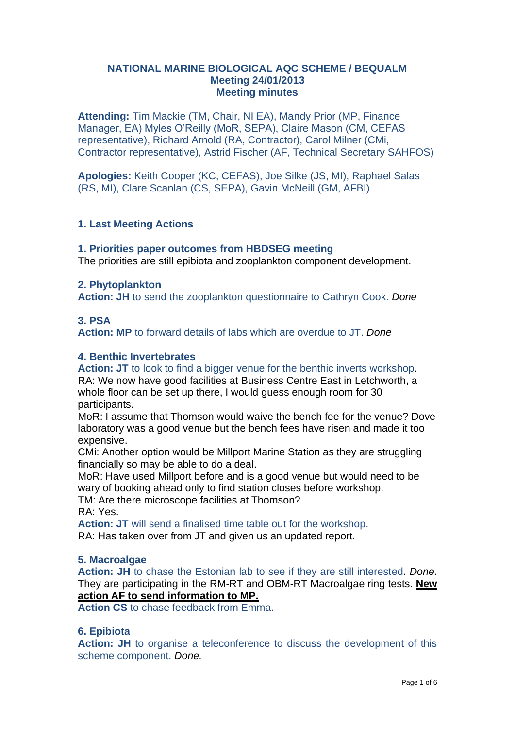# NATIONAL MARINE BIOLOGICAL AQC SCHEME / BEQUALM
## Meeting 24/01/2013
## Meeting minutes

**Attending:** Tim Mackie (TM, Chair, NI EA), Mandy Prior (MP, Finance Manager, EA) Myles O'Reilly (MoR, SEPA), Claire Mason (CM, CEFAS representative), Richard Arnold (RA, Contractor), Carol Milner (CMi, Contractor representative), Astrid Fischer (AF, Technical Secretary SAHFOS)

**Apologies:** Keith Cooper (KC, CEFAS), Joe Silke (JS, MI), Raphael Salas (RS, MI), Clare Scanlan (CS, SEPA), Gavin McNeill (GM, AFBI)

### 1. Last Meeting Actions

**1. Priorities paper outcomes from HBDSEG meeting**
The priorities are still epibiota and zooplankton component development.

**2. Phytoplankton**
**Action: JH** to send the zooplankton questionnaire to Cathryn Cook. *Done*

**3. PSA**
**Action: MP** to forward details of labs which are overdue to JT. *Done*

**4. Benthic Invertebrates**
**Action: JT** to look to find a bigger venue for the benthic inverts workshop.
RA: We now have good facilities at Business Centre East in Letchworth, a whole floor can be set up there, I would guess enough room for 30 participants.
MoR: I assume that Thomson would waive the bench fee for the venue? Dove laboratory was a good venue but the bench fees have risen and made it too expensive.
CMi: Another option would be Millport Marine Station as they are struggling financially so may be able to do a deal.
MoR: Have used Millport before and is a good venue but would need to be wary of booking ahead only to find station closes before workshop.
TM: Are there microscope facilities at Thomson?
RA: Yes.
**Action: JT** will send a finalised time table out for the workshop.
RA: Has taken over from JT and given us an updated report.

**5. Macroalgae**
**Action: JH** to chase the Estonian lab to see if they are still interested. *Done.* They are participating in the RM-RT and OBM-RT Macroalgae ring tests. **New action AF to send information to MP.**
**Action CS** to chase feedback from Emma.

**6. Epibiota**
**Action: JH** to organise a teleconference to discuss the development of this scheme component. *Done.*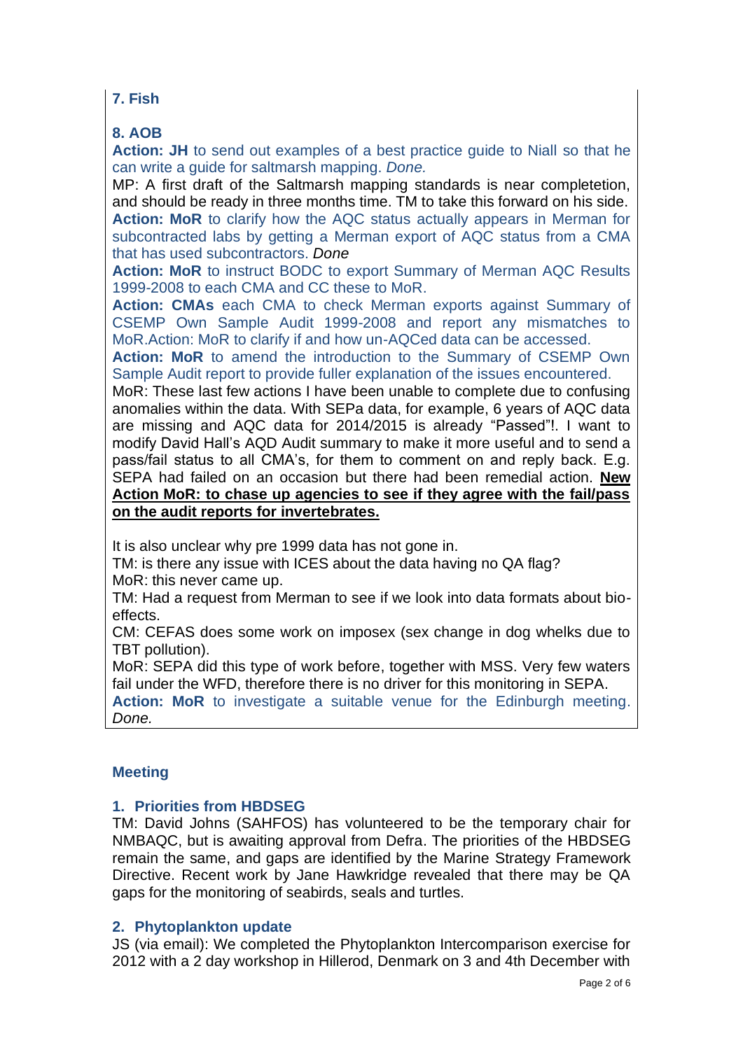### 7. Fish

### 8. AOB

**Action: JH** to send out examples of a best practice guide to Niall so that he can write a guide for saltmarsh mapping. *Done.*

MP: A first draft of the Saltmarsh mapping standards is near completetion, and should be ready in three months time. TM to take this forward on his side.

**Action: MoR** to clarify how the AQC status actually appears in Merman for subcontracted labs by getting a Merman export of AQC status from a CMA that has used subcontractors. *Done*

**Action: MoR** to instruct BODC to export Summary of Merman AQC Results 1999-2008 to each CMA and CC these to MoR.

**Action: CMAs** each CMA to check Merman exports against Summary of CSEMP Own Sample Audit 1999-2008 and report any mismatches to MoR.Action: MoR to clarify if and how un-AQCed data can be accessed.

**Action: MoR** to amend the introduction to the Summary of CSEMP Own Sample Audit report to provide fuller explanation of the issues encountered.

MoR: These last few actions I have been unable to complete due to confusing anomalies within the data. With SEPa data, for example, 6 years of AQC data are missing and AQC data for 2014/2015 is already "Passed"!. I want to modify David Hall's AQD Audit summary to make it more useful and to send a pass/fail status to all CMA's, for them to comment on and reply back. E.g. SEPA had failed on an occasion but there had been remedial action. **New Action MoR: to chase up agencies to see if they agree with the fail/pass on the audit reports for invertebrates.**

It is also unclear why pre 1999 data has not gone in.

TM: is there any issue with ICES about the data having no QA flag?

MoR: this never came up.

TM: Had a request from Merman to see if we look into data formats about bio-effects.

CM: CEFAS does some work on imposex (sex change in dog whelks due to TBT pollution).

MoR: SEPA did this type of work before, together with MSS. Very few waters fail under the WFD, therefore there is no driver for this monitoring in SEPA.

**Action: MoR** to investigate a suitable venue for the Edinburgh meeting. *Done.*

## Meeting

### 1. Priorities from HBDSEG

TM: David Johns (SAHFOS) has volunteered to be the temporary chair for NMBAQC, but is awaiting approval from Defra. The priorities of the HBDSEG remain the same, and gaps are identified by the Marine Strategy Framework Directive. Recent work by Jane Hawkridge revealed that there may be QA gaps for the monitoring of seabirds, seals and turtles.

### 2. Phytoplankton update

JS (via email): We completed the Phytoplankton Intercomparison exercise for 2012 with a 2 day workshop in Hillerod, Denmark on 3 and 4th December with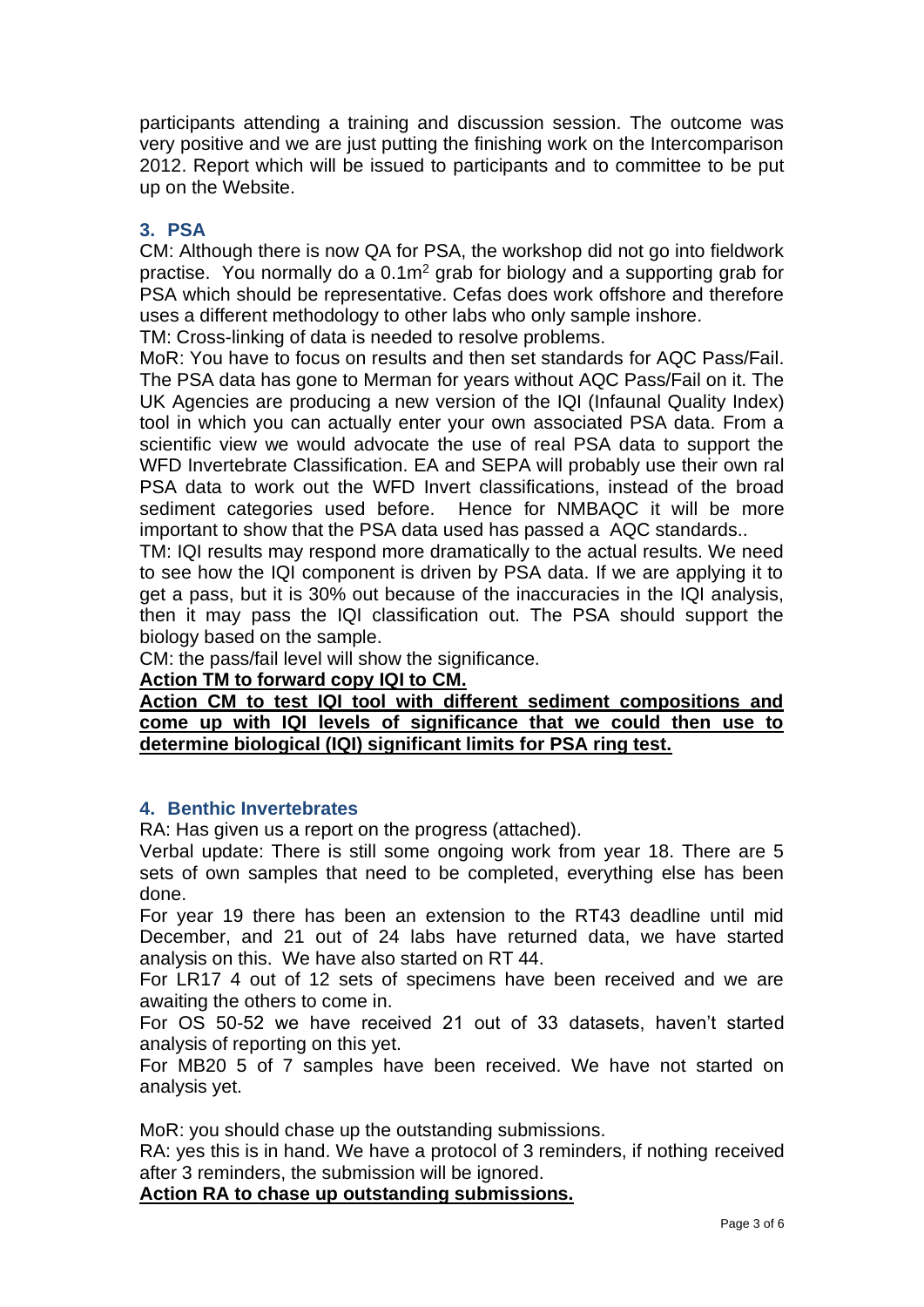participants attending a training and discussion session. The outcome was very positive and we are just putting the finishing work on the Intercomparison 2012. Report which will be issued to participants and to committee to be put up on the Website.

### 3. PSA

CM: Although there is now QA for PSA, the workshop did not go into fieldwork practise. You normally do a $0.1m^2$ grab for biology and a supporting grab for PSA which should be representative. Cefas does work offshore and therefore uses a different methodology to other labs who only sample inshore.

TM: Cross-linking of data is needed to resolve problems.

MoR: You have to focus on results and then set standards for AQC Pass/Fail. The PSA data has gone to Merman for years without AQC Pass/Fail on it. The UK Agencies are producing a new version of the IQI (Infaunal Quality Index) tool in which you can actually enter your own associated PSA data. From a scientific view we would advocate the use of real PSA data to support the WFD Invertebrate Classification. EA and SEPA will probably use their own ral PSA data to work out the WFD Invert classifications, instead of the broad sediment categories used before. Hence for NMBAQC it will be more important to show that the PSA data used has passed a AQC standards..

TM: IQI results may respond more dramatically to the actual results. We need to see how the IQI component is driven by PSA data. If we are applying it to get a pass, but it is 30% out because of the inaccuracies in the IQI analysis, then it may pass the IQI classification out. The PSA should support the biology based on the sample.

CM: the pass/fail level will show the significance.

**Action TM to forward copy IQI to CM.**

**Action CM to test IQI tool with different sediment compositions and come up with IQI levels of significance that we could then use to determine biological (IQI) significant limits for PSA ring test.**

### 4. Benthic Invertebrates

RA: Has given us a report on the progress (attached).

Verbal update: There is still some ongoing work from year 18. There are 5 sets of own samples that need to be completed, everything else has been done.

For year 19 there has been an extension to the RT43 deadline until mid December, and 21 out of 24 labs have returned data, we have started analysis on this. We have also started on RT 44.

For LR17 4 out of 12 sets of specimens have been received and we are awaiting the others to come in.

For OS 50-52 we have received 21 out of 33 datasets, haven't started analysis of reporting on this yet.

For MB20 5 of 7 samples have been received. We have not started on analysis yet.

MoR: you should chase up the outstanding submissions.

RA: yes this is in hand. We have a protocol of 3 reminders, if nothing received after 3 reminders, the submission will be ignored.

**Action RA to chase up outstanding submissions.**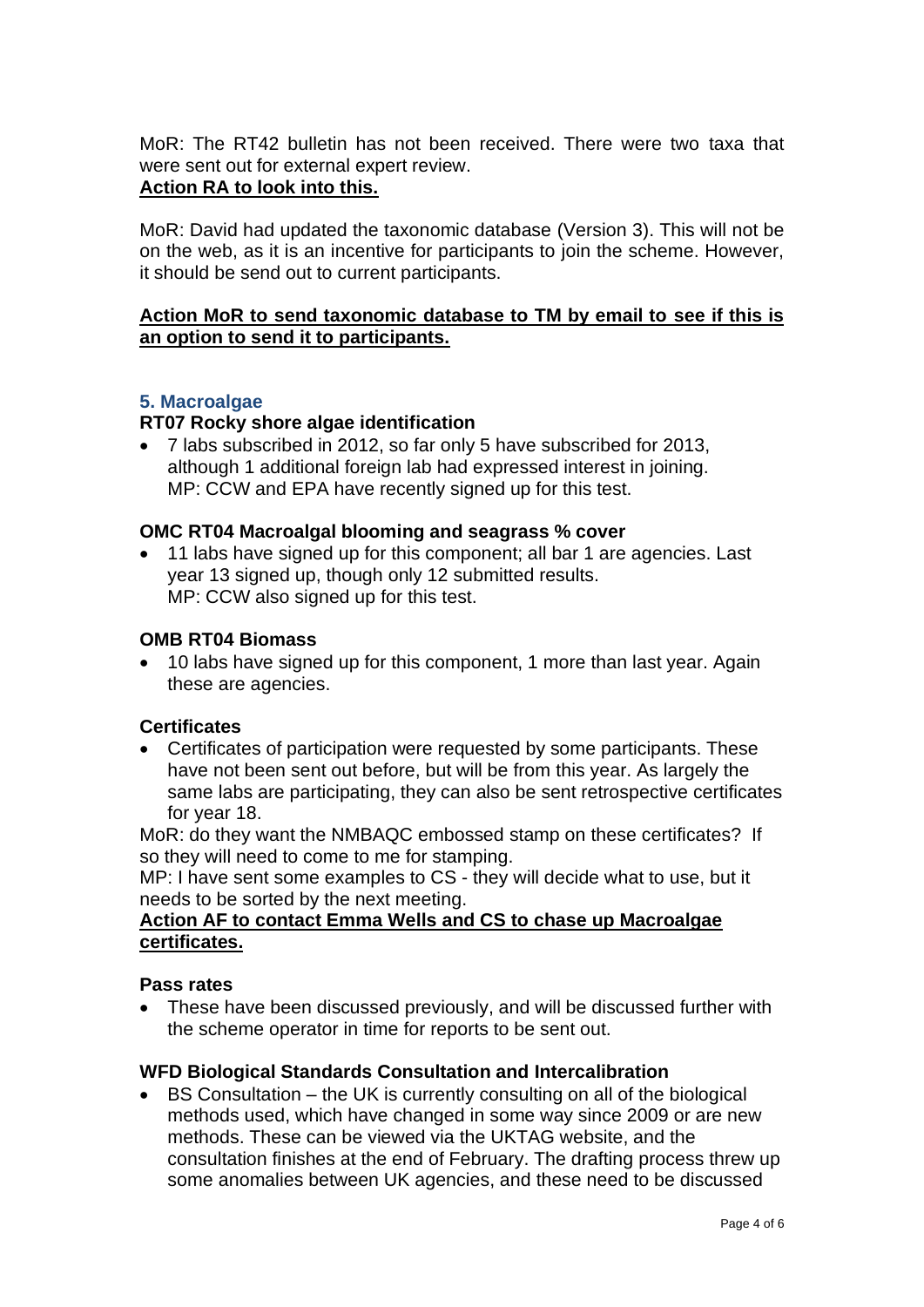MoR: The RT42 bulletin has not been received. There were two taxa that were sent out for external expert review.

**Action RA to look into this.**

MoR: David had updated the taxonomic database (Version 3). This will not be on the web, as it is an incentive for participants to join the scheme. However, it should be send out to current participants.

**Action MoR to send taxonomic database to TM by email to see if this is an option to send it to participants.**

## 5. Macroalgae

### RT07 Rocky shore algae identification

- 7 labs subscribed in 2012, so far only 5 have subscribed for 2013, although 1 additional foreign lab had expressed interest in joining.
  MP: CCW and EPA have recently signed up for this test.

### OMC RT04 Macroalgal blooming and seagrass % cover

- 11 labs have signed up for this component; all bar 1 are agencies. Last year 13 signed up, though only 12 submitted results.
  MP: CCW also signed up for this test.

### OMB RT04 Biomass

- 10 labs have signed up for this component, 1 more than last year. Again these are agencies.

### Certificates

- Certificates of participation were requested by some participants. These have not been sent out before, but will be from this year. As largely the same labs are participating, they can also be sent retrospective certificates for year 18.

MoR: do they want the NMBAQC embossed stamp on these certificates? If so they will need to come to me for stamping.

MP: I have sent some examples to CS - they will decide what to use, but it needs to be sorted by the next meeting.

**Action AF to contact Emma Wells and CS to chase up Macroalgae certificates.**

### Pass rates

- These have been discussed previously, and will be discussed further with the scheme operator in time for reports to be sent out.

### WFD Biological Standards Consultation and Intercalibration

- BS Consultation – the UK is currently consulting on all of the biological methods used, which have changed in some way since 2009 or are new methods. These can be viewed via the UKTAG website, and the consultation finishes at the end of February. The drafting process threw up some anomalies between UK agencies, and these need to be discussed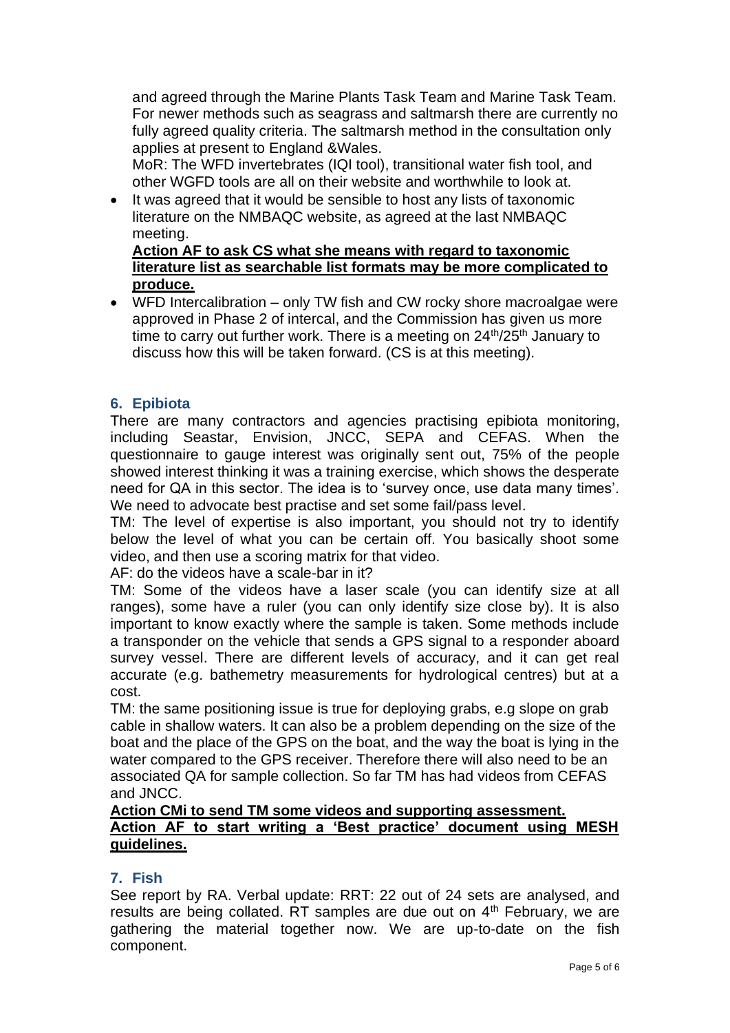and agreed through the Marine Plants Task Team and Marine Task Team. For newer methods such as seagrass and saltmarsh there are currently no fully agreed quality criteria. The saltmarsh method in the consultation only applies at present to England &Wales.
MoR: The WFD invertebrates (IQI tool), transitional water fish tool, and other WGFD tools are all on their website and worthwhile to look at.

- It was agreed that it would be sensible to host any lists of taxonomic literature on the NMBAQC website, as agreed at the last NMBAQC meeting.
  **Action AF to ask CS what she means with regard to taxonomic literature list as searchable list formats may be more complicated to produce.**
- WFD Intercalibration – only TW fish and CW rocky shore macroalgae were approved in Phase 2 of intercal, and the Commission has given us more time to carry out further work. There is a meeting on 24th/25th January to discuss how this will be taken forward. (CS is at this meeting).

## 6. Epibiota

There are many contractors and agencies practising epibiota monitoring, including Seastar, Envision, JNCC, SEPA and CEFAS. When the questionnaire to gauge interest was originally sent out, 75% of the people showed interest thinking it was a training exercise, which shows the desperate need for QA in this sector. The idea is to 'survey once, use data many times'. We need to advocate best practise and set some fail/pass level.

TM: The level of expertise is also important, you should not try to identify below the level of what you can be certain off. You basically shoot some video, and then use a scoring matrix for that video.

AF: do the videos have a scale-bar in it?

TM: Some of the videos have a laser scale (you can identify size at all ranges), some have a ruler (you can only identify size close by). It is also important to know exactly where the sample is taken. Some methods include a transponder on the vehicle that sends a GPS signal to a responder aboard survey vessel. There are different levels of accuracy, and it can get real accurate (e.g. bathemetry measurements for hydrological centres) but at a cost.

TM: the same positioning issue is true for deploying grabs, e.g slope on grab cable in shallow waters. It can also be a problem depending on the size of the boat and the place of the GPS on the boat, and the way the boat is lying in the water compared to the GPS receiver. Therefore there will also need to be an associated QA for sample collection. So far TM has had videos from CEFAS and JNCC.

**Action CMi to send TM some videos and supporting assessment.**
**Action AF to start writing a 'Best practice' document using MESH guidelines.**

## 7. Fish

See report by RA. Verbal update: RRT: 22 out of 24 sets are analysed, and results are being collated. RT samples are due out on 4th February, we are gathering the material together now. We are up-to-date on the fish component.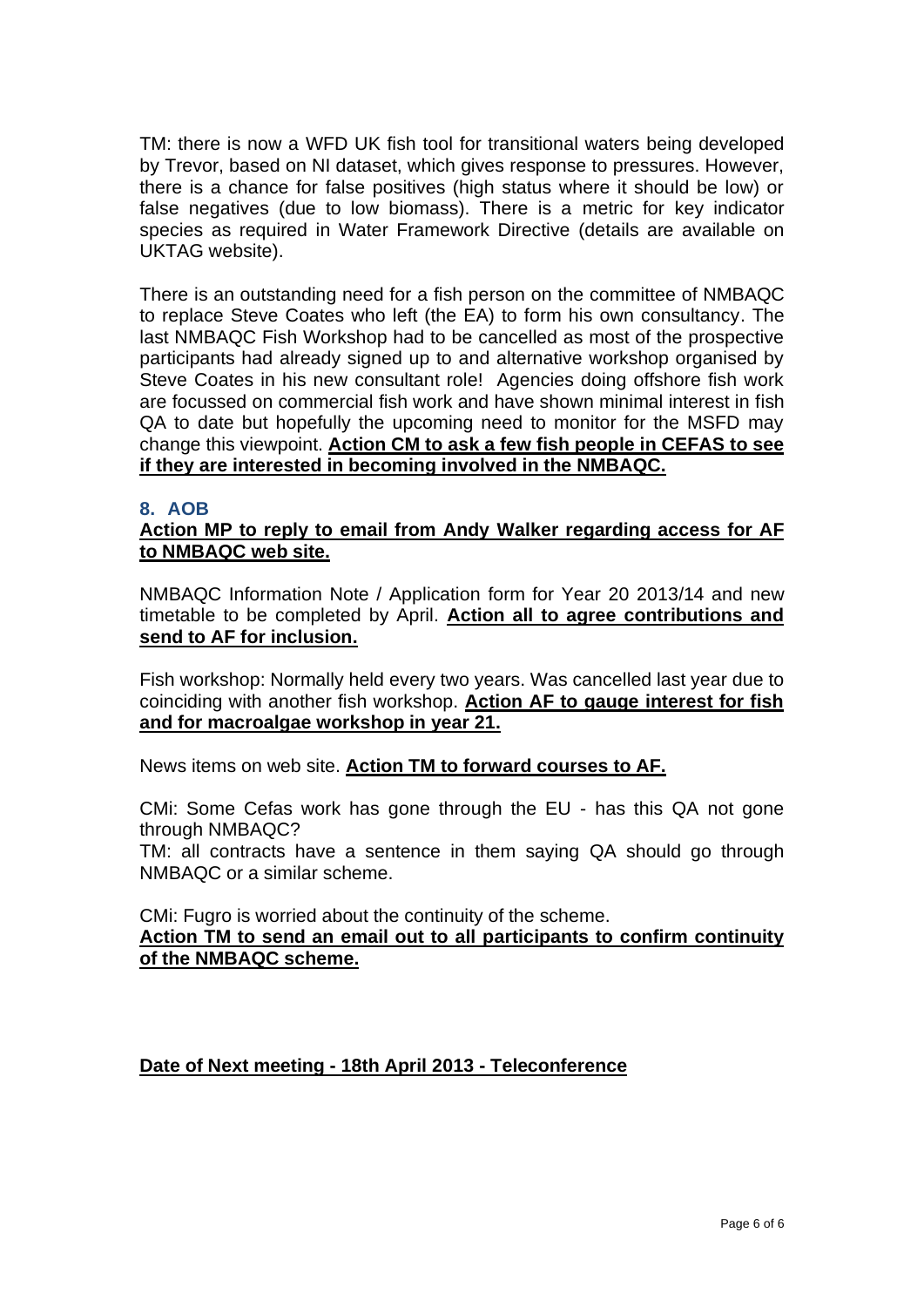TM: there is now a WFD UK fish tool for transitional waters being developed by Trevor, based on NI dataset, which gives response to pressures. However, there is a chance for false positives (high status where it should be low) or false negatives (due to low biomass). There is a metric for key indicator species as required in Water Framework Directive (details are available on UKTAG website).

There is an outstanding need for a fish person on the committee of NMBAQC to replace Steve Coates who left (the EA) to form his own consultancy. The last NMBAQC Fish Workshop had to be cancelled as most of the prospective participants had already signed up to and alternative workshop organised by Steve Coates in his new consultant role! Agencies doing offshore fish work are focussed on commercial fish work and have shown minimal interest in fish QA to date but hopefully the upcoming need to monitor for the MSFD may change this viewpoint. **Action CM to ask a few fish people in CEFAS to see if they are interested in becoming involved in the NMBAQC.**

## 8. AOB

**Action MP to reply to email from Andy Walker regarding access for AF to NMBAQC web site.**

NMBAQC Information Note / Application form for Year 20 2013/14 and new timetable to be completed by April. **Action all to agree contributions and send to AF for inclusion.**

Fish workshop: Normally held every two years. Was cancelled last year due to coinciding with another fish workshop. **Action AF to gauge interest for fish and for macroalgae workshop in year 21.**

News items on web site. **Action TM to forward courses to AF.**

CMi: Some Cefas work has gone through the EU - has this QA not gone through NMBAQC?

TM: all contracts have a sentence in them saying QA should go through NMBAQC or a similar scheme.

CMi: Fugro is worried about the continuity of the scheme.

**Action TM to send an email out to all participants to confirm continuity of the NMBAQC scheme.**

**Date of Next meeting - 18th April 2013 - Teleconference**